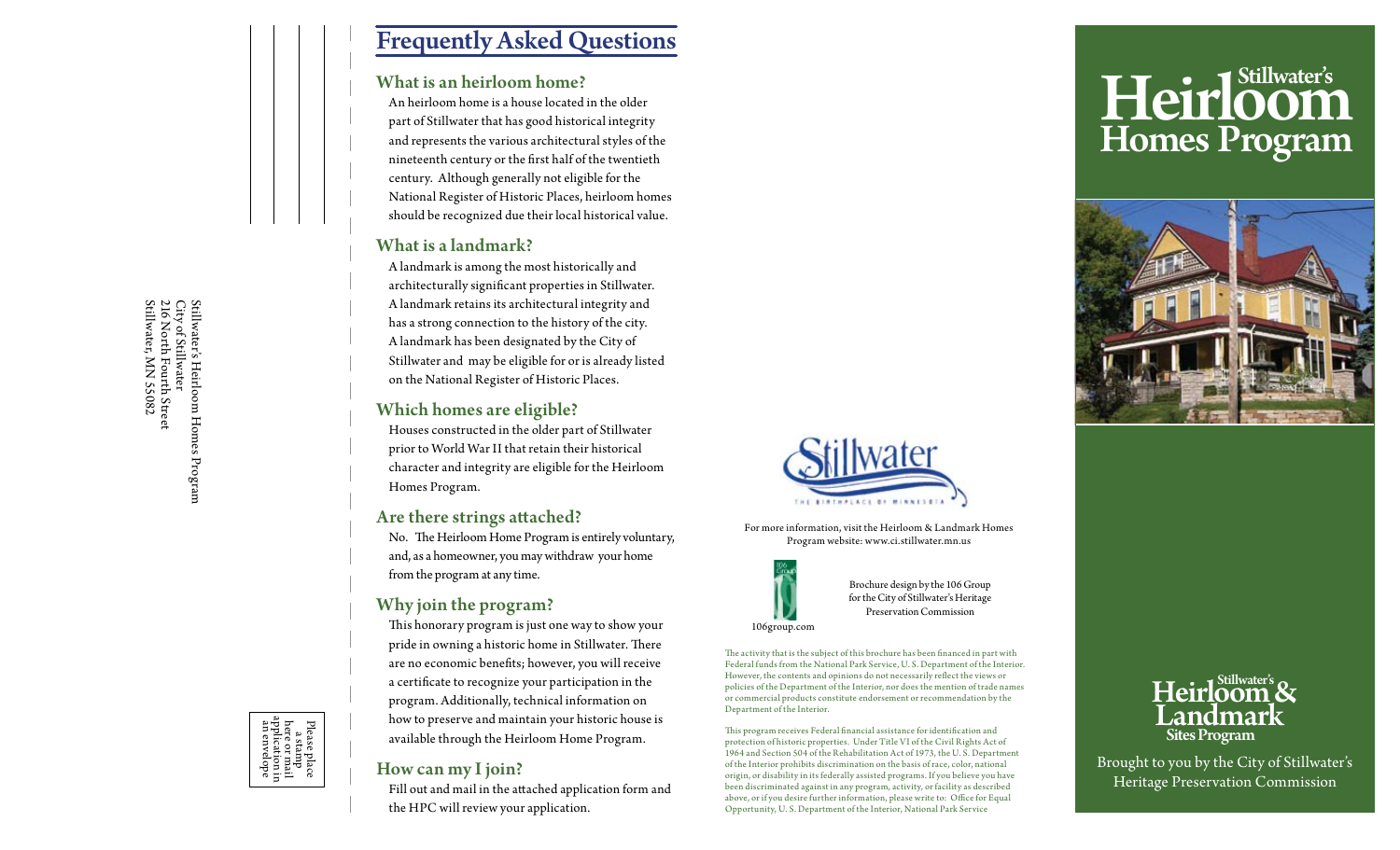Stillwater's Heirloom Homes Program
City of Stillwater
216 North Fourth Street
Stillwater, MN 55082

Please place a stamp here or mail application in an envelope

# Frequently Asked Questions

## What is an heirloom home?

An heirloom home is a house located in the older part of Stillwater that has good historical integrity and represents the various architectural styles of the nineteenth century or the first half of the twentieth century. Although generally not eligible for the National Register of Historic Places, heirloom homes should be recognized due their local historical value.

## What is a landmark?

A landmark is among the most historically and architecturally significant properties in Stillwater. A landmark retains its architectural integrity and has a strong connection to the history of the city. A landmark has been designated by the City of Stillwater and may be eligible for or is already listed on the National Register of Historic Places.

## Which homes are eligible?

Houses constructed in the older part of Stillwater prior to World War II that retain their historical character and integrity are eligible for the Heirloom Homes Program.

## Are there strings attached?

No. The Heirloom Home Program is entirely voluntary, and, as a homeowner, you may withdraw your home from the program at any time.

## Why join the program?

This honorary program is just one way to show your pride in owning a historic home in Stillwater. There are no economic benefits; however, you will receive a certificate to recognize your participation in the program. Additionally, technical information on how to preserve and maintain your historic house is available through the Heirloom Home Program.

## How can my I join?

Fill out and mail in the attached application form and the HPC will review your application.

Stillwater
THE BIRTHPLACE OF MINNESOTA

For more information, visit the Heirloom & Landmark Homes Program website: www.ci.stillwater.mn.us

106group.com

Brochure design by the 106 Group for the City of Stillwater's Heritage Preservation Commission

The activity that is the subject of this brochure has been financed in part with Federal funds from the National Park Service, U. S. Department of the Interior. However, the contents and opinions do not necessarily reflect the views or policies of the Department of the Interior, nor does the mention of trade names or commercial products constitute endorsement or recommendation by the Department of the Interior.

This program receives Federal financial assistance for identification and protection of historic properties. Under Title VI of the Civil Rights Act of 1964 and Section 504 of the Rehabilitation Act of 1973, the U. S. Department of the Interior prohibits discrimination on the basis of race, color, national origin, or disability in its federally assisted programs. If you believe you have been discriminated against in any program, activity, or facility as described above, or if you desire further information, please write to: Office for Equal Opportunity, U. S. Department of the Interior, National Park Service

# Stillwater's Heirloom Homes Program

Stillwater's Heirloom & Landmark Sites Program

Brought to you by the City of Stillwater's Heritage Preservation Commission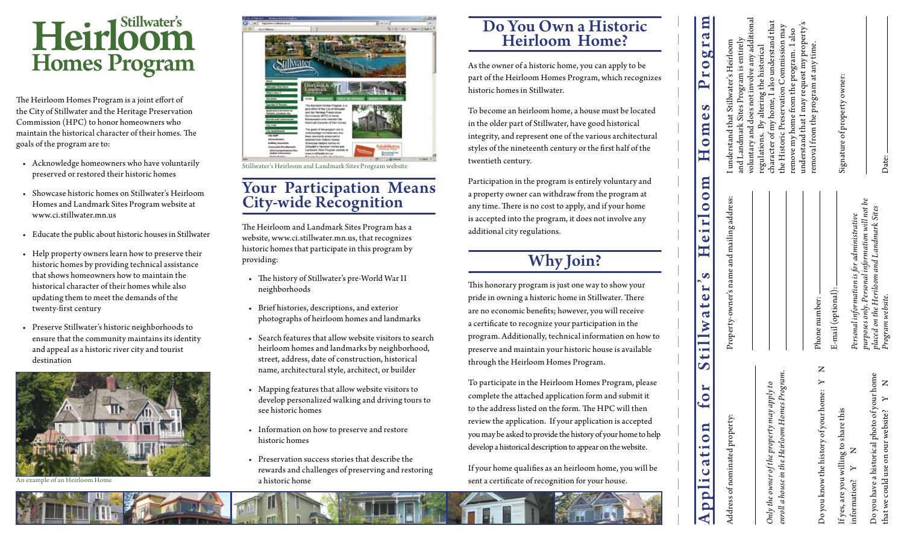# Stillwater's Heirloom Homes Program

The Heirloom Homes Program is a joint effort of the City of Stillwater and the Heritage Preservation Commission (HPC) to honor homeowners who maintain the historical character of their homes. The goals of the program are to:

- Acknowledge homeowners who have voluntarily preserved or restored their historic homes
- Showcase historic homes on Stillwater's Heirloom Homes and Landmark Sites Program website at www.ci.stillwater.mn.us
- Educate the public about historic houses in Stillwater
- Help property owners learn how to preserve their historic homes by providing technical assistance that shows homeowners how to maintain the historical character of their homes while also updating them to meet the demands of the twenty-first century
- Preserve Stillwater's historic neighborhoods to ensure that the community maintains its identity and appeal as a historic river city and tourist destination

An example of an Heirloom Home

Stillwater's Heirloom and Landmark Sites Program website

## Your Participation Means City-wide Recognition

The Heirloom and Landmark Sites Program has a website, www.ci.stillwater.mn.us, that recognizes historic homes that participate in this program by providing:

- The history of Stillwater's pre-World War II neighborhoods
- Brief histories, descriptions, and exterior photographs of heirloom homes and landmarks
- Search features that allow website visitors to search heirloom homes and landmarks by neighborhood, street, address, date of construction, historical name, architectural style, architect, or builder
- Mapping features that allow website visitors to develop personalized walking and driving tours to see historic homes
- Information on how to preserve and restore historic homes
- Preservation success stories that describe the rewards and challenges of preserving and restoring a historic home

## Do You Own a Historic Heirloom Home?

As the owner of a historic home, you can apply to be part of the Heirloom Homes Program, which recognizes historic homes in Stillwater.

To become an heirloom home, a house must be located in the older part of Stillwater, have good historical integrity, and represent one of the various architectural styles of the nineteenth century or the first half of the twentieth century.

Participation in the program is entirely voluntary and a property owner can withdraw from the program at any time. There is no cost to apply, and if your home is accepted into the program, it does not involve any additional city regulations.

## Why Join?

This honorary program is just one way to show your pride in owning a historic home in Stillwater. There are no economic benefits; however, you will receive a certificate to recognize your participation in the program. Additionally, technical information on how to preserve and maintain your historic house is available through the Heirloom Homes Program.

To participate in the Heirloom Homes Program, please complete the attached application form and submit it to the address listed on the form. The HPC will then review the application. If your application is accepted you may be asked to provide the history of your home to help develop a historical description to appear on the website.

If your home qualifies as an heirloom home, you will be sent a certificate of recognition for your house.

# Application for Stillwater's Heirloom Homes Program

Address of nominated property: ______________________

*Only the owner of the property may apply to enroll a house in the Heirloom Homes Program.*

Do you know the history of your home: Y N

If yes, are you willing to share this information? Y N

Do you have a historical photo of your home that we could use on our website? Y N

Property-owner's name and mailing address: ______________________

Phone number: ______________________

E-mail (optional): ______________________

*Personal information is for administrative purposes only. Personal information will not be placed on the Heirloom and Landmark Sites Program website.*

I understand that Stillwater's Heirloom and Landmark Sites Program is entirely voluntary and does not involve any additional regulations. By altering the historical character of my home, I also understand that the Historic Preservation Commission may remove my home from the program. I also understand that I may request my property's removal from the program at any time.

Signature of property owner: ______________________

Date: ______________________